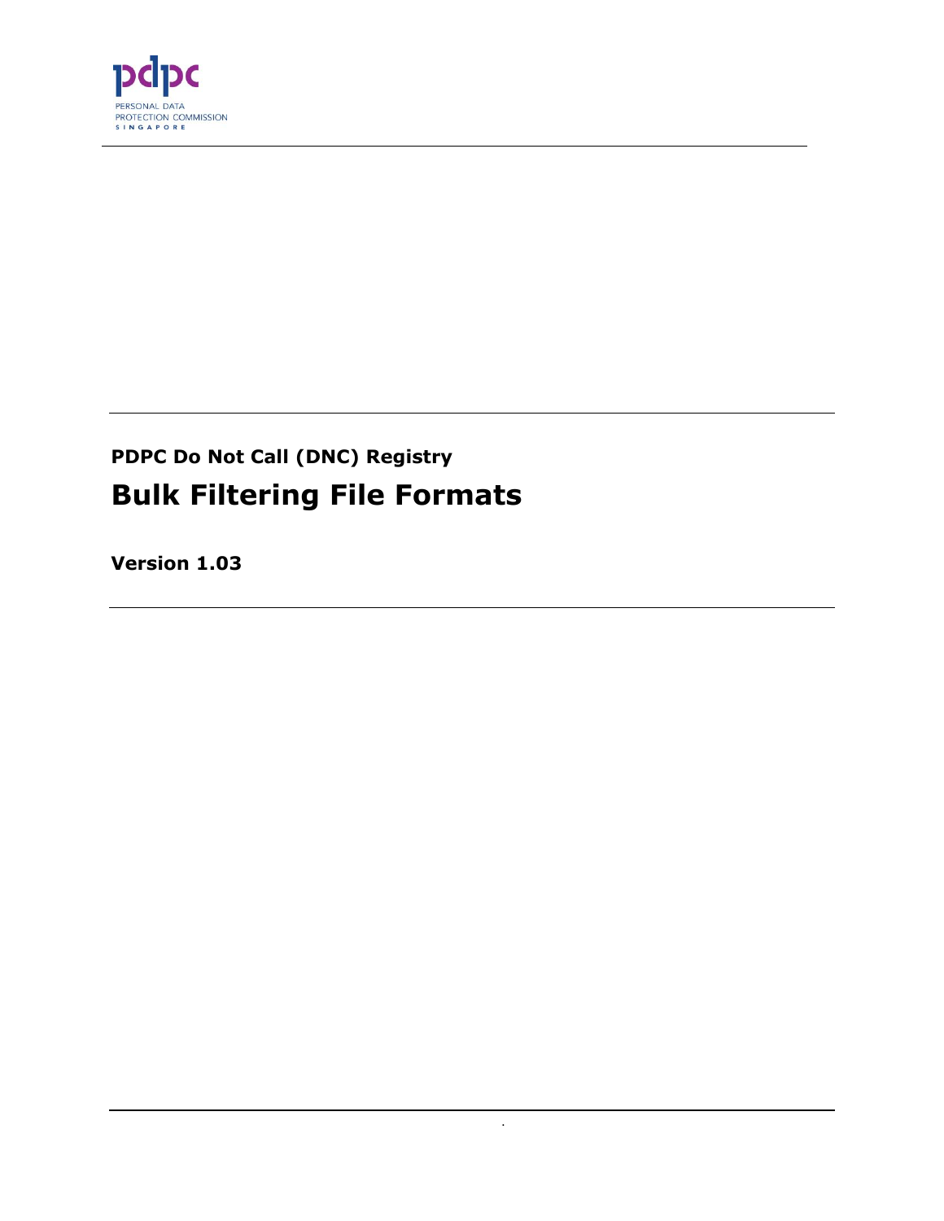pdpc

PERSONAL DATA
PROTECTION COMMISSION
SINGAPORE

**PDPC Do Not Call (DNC) Registry**

# Bulk Filtering File Formats

**Version 1.03**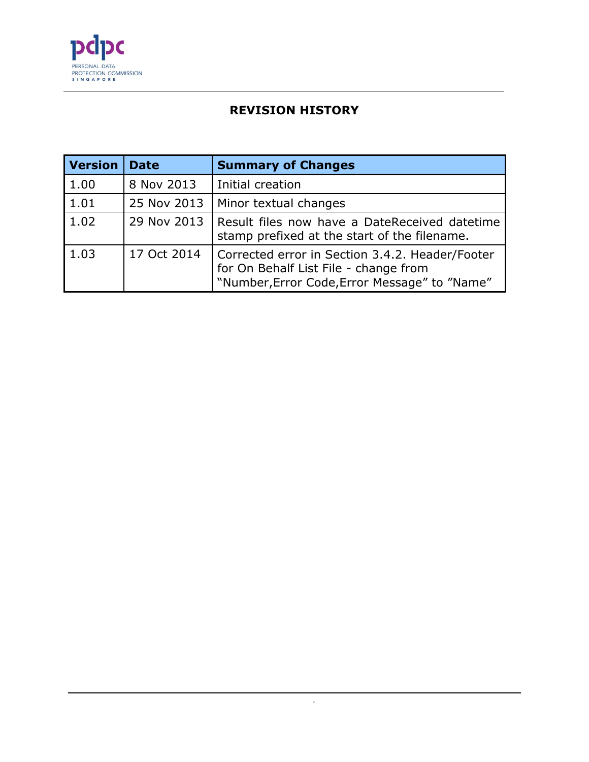## REVISION HISTORY

| Version | Date | Summary of Changes |
|---|---|---|
| 1.00 | 8 Nov 2013 | Initial creation |
| 1.01 | 25 Nov 2013 | Minor textual changes |
| 1.02 | 29 Nov 2013 | Result files now have a DateReceived datetime stamp prefixed at the start of the filename. |
| 1.03 | 17 Oct 2014 | Corrected error in Section 3.4.2. Header/Footer for On Behalf List File - change from "Number,Error Code,Error Message" to "Name" |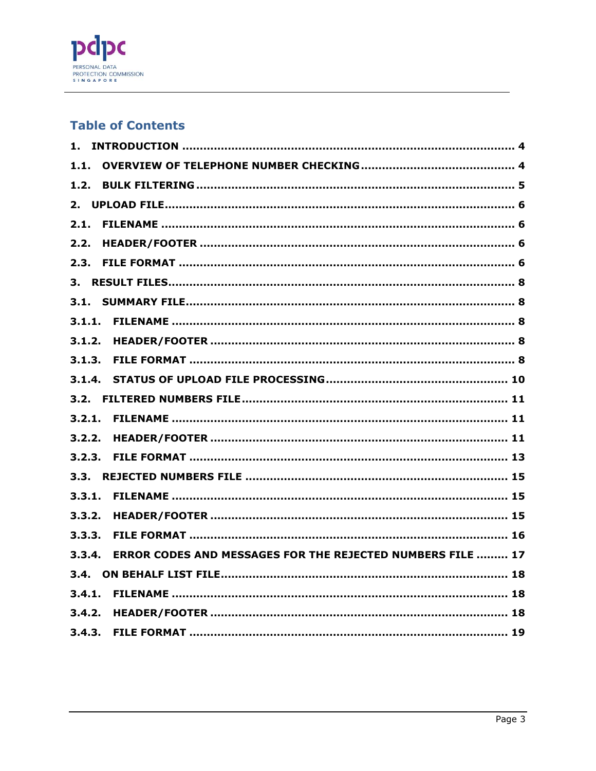## Table of Contents

1. INTRODUCTION .......... 4
1.1. OVERVIEW OF TELEPHONE NUMBER CHECKING .......... 4
1.2. BULK FILTERING .......... 5
2. UPLOAD FILE .......... 6
2.1. FILENAME .......... 6
2.2. HEADER/FOOTER .......... 6
2.3. FILE FORMAT .......... 6
3. RESULT FILES .......... 8
3.1. SUMMARY FILE .......... 8
3.1.1. FILENAME .......... 8
3.1.2. HEADER/FOOTER .......... 8
3.1.3. FILE FORMAT .......... 8
3.1.4. STATUS OF UPLOAD FILE PROCESSING .......... 10
3.2. FILTERED NUMBERS FILE .......... 11
3.2.1. FILENAME .......... 11
3.2.2. HEADER/FOOTER .......... 11
3.2.3. FILE FORMAT .......... 13
3.3. REJECTED NUMBERS FILE .......... 15
3.3.1. FILENAME .......... 15
3.3.2. HEADER/FOOTER .......... 15
3.3.3. FILE FORMAT .......... 16
3.3.4. ERROR CODES AND MESSAGES FOR THE REJECTED NUMBERS FILE .......... 17
3.4. ON BEHALF LIST FILE .......... 18
3.4.1. FILENAME .......... 18
3.4.2. HEADER/FOOTER .......... 18
3.4.3. FILE FORMAT .......... 19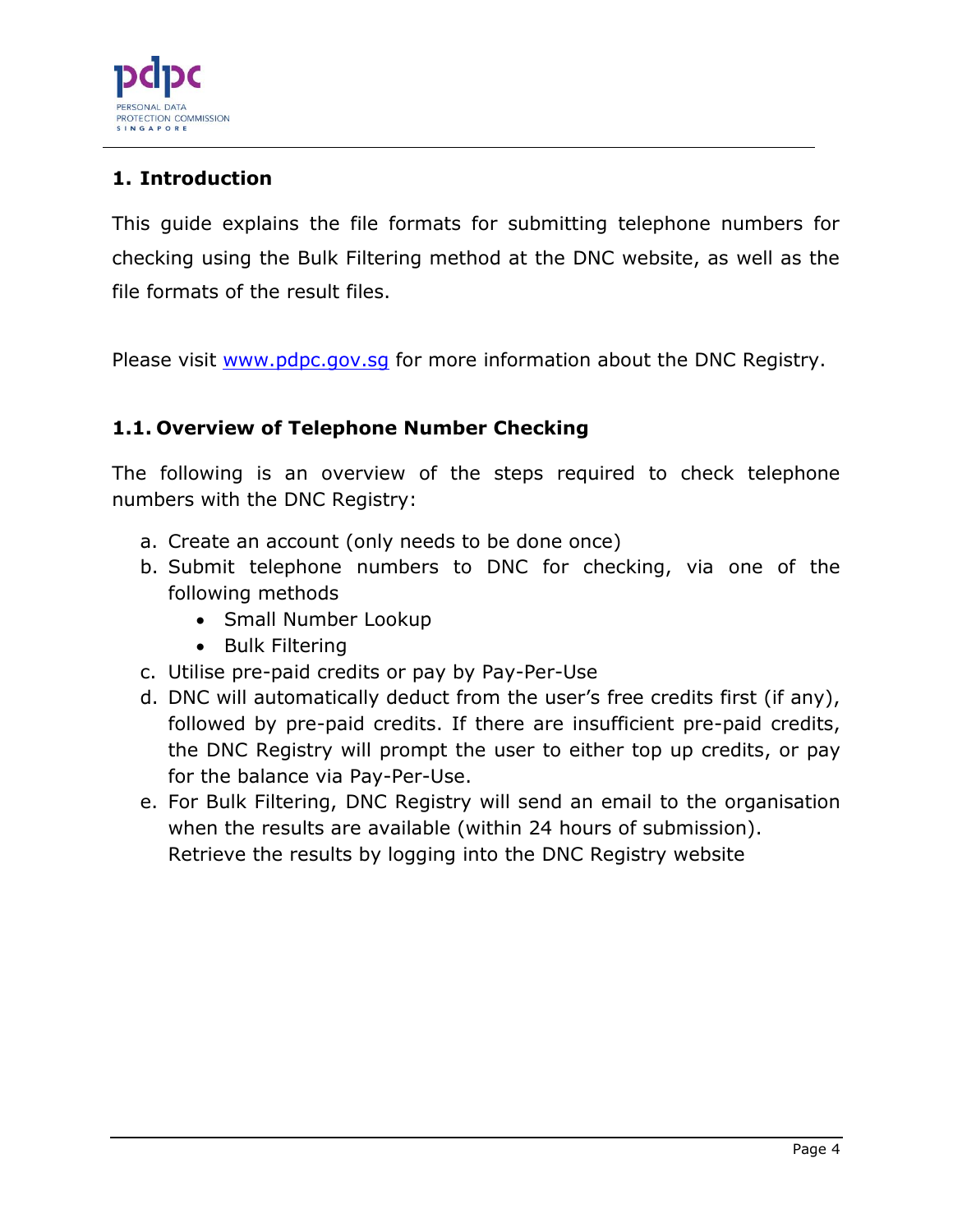# 1. Introduction

This guide explains the file formats for submitting telephone numbers for checking using the Bulk Filtering method at the DNC website, as well as the file formats of the result files.

Please visit [www.pdpc.gov.sg](http://www.pdpc.gov.sg) for more information about the DNC Registry.

## 1.1. Overview of Telephone Number Checking

The following is an overview of the steps required to check telephone numbers with the DNC Registry:

a. Create an account (only needs to be done once)
b. Submit telephone numbers to DNC for checking, via one of the following methods
   - Small Number Lookup
   - Bulk Filtering
c. Utilise pre-paid credits or pay by Pay-Per-Use
d. DNC will automatically deduct from the user's free credits first (if any), followed by pre-paid credits. If there are insufficient pre-paid credits, the DNC Registry will prompt the user to either top up credits, or pay for the balance via Pay-Per-Use.
e. For Bulk Filtering, DNC Registry will send an email to the organisation when the results are available (within 24 hours of submission). Retrieve the results by logging into the DNC Registry website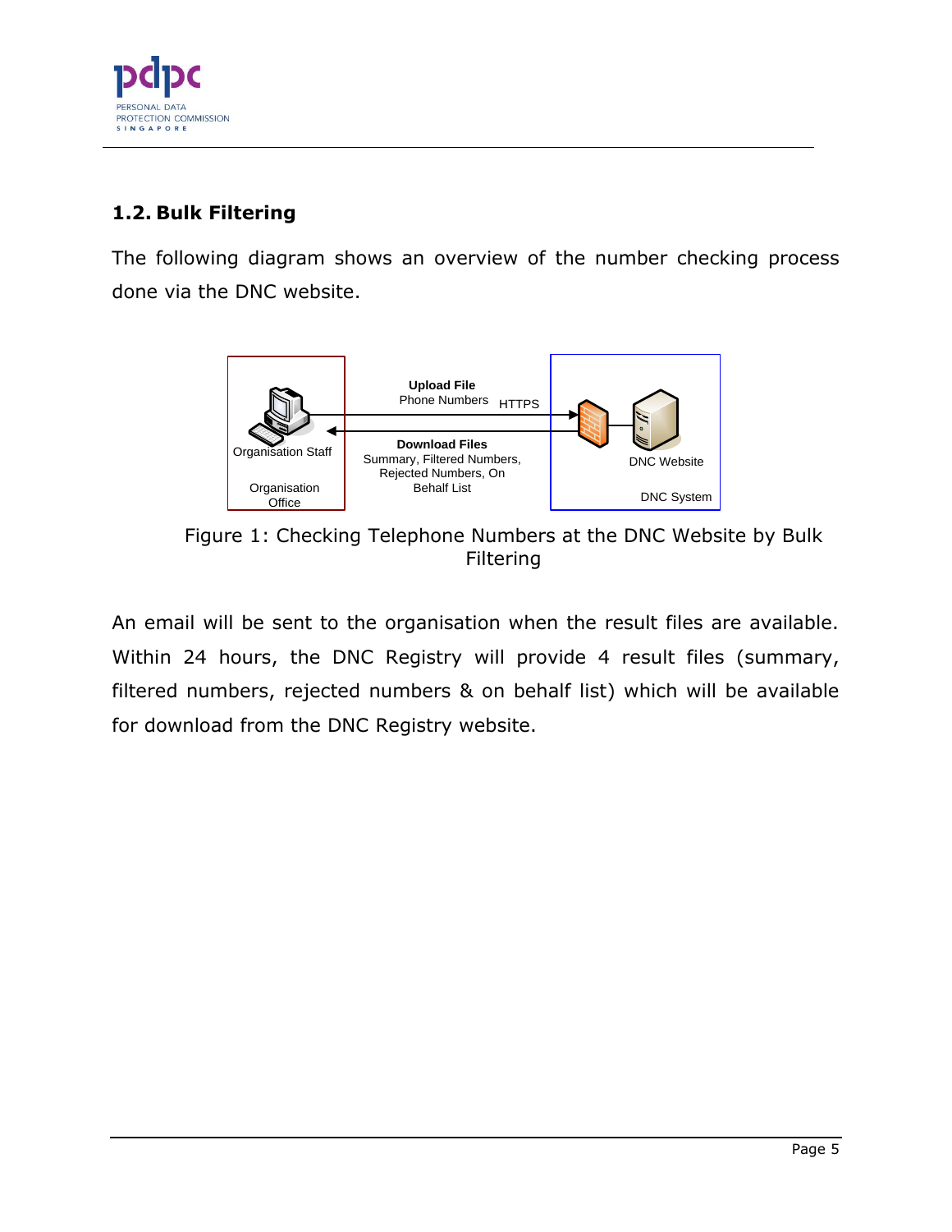## 1.2. Bulk Filtering

The following diagram shows an overview of the number checking process done via the DNC website.

Figure 1: Checking Telephone Numbers at the DNC Website by Bulk Filtering

An email will be sent to the organisation when the result files are available. Within 24 hours, the DNC Registry will provide 4 result files (summary, filtered numbers, rejected numbers & on behalf list) which will be available for download from the DNC Registry website.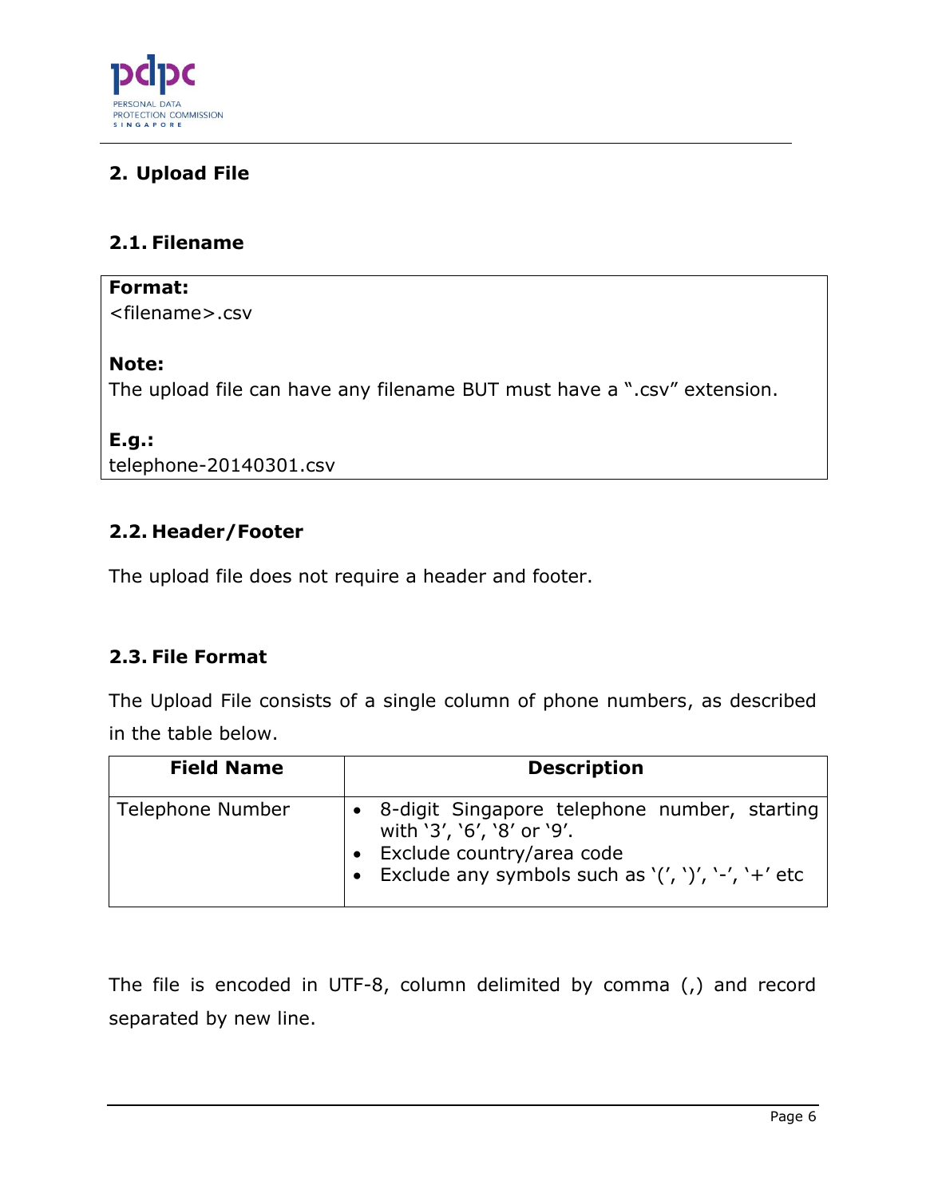## 2. Upload File

### 2.1. Filename

**Format:**
<filename>.csv

**Note:**
The upload file can have any filename BUT must have a ".csv" extension.

**E.g.:**
telephone-20140301.csv

### 2.2. Header/Footer

The upload file does not require a header and footer.

### 2.3. File Format

The Upload File consists of a single column of phone numbers, as described in the table below.

| Field Name | Description |
| --- | --- |
| Telephone Number | • 8-digit Singapore telephone number, starting with '3', '6', '8' or '9'.<br>• Exclude country/area code<br>• Exclude any symbols such as '(', ')', '-', '+' etc |

The file is encoded in UTF-8, column delimited by comma (,) and record separated by new line.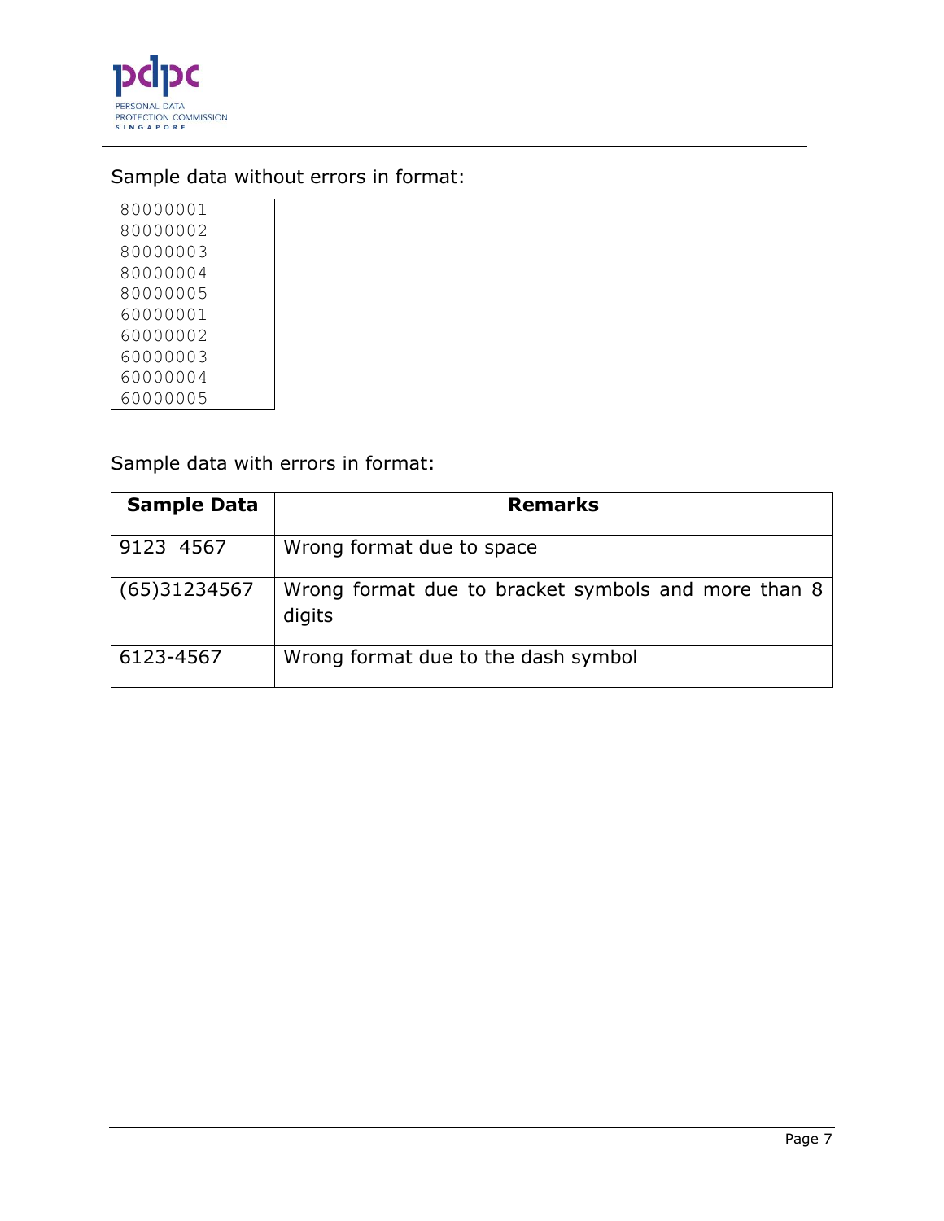Sample data without errors in format:

```
80000001
80000002
80000003
80000004
80000005
60000001
60000002
60000003
60000004
60000005
```

Sample data with errors in format:

| Sample Data | Remarks |
|---|---|
| 9123 4567 | Wrong format due to space |
| (65)31234567 | Wrong format due to bracket symbols and more than 8 digits |
| 6123-4567 | Wrong format due to the dash symbol |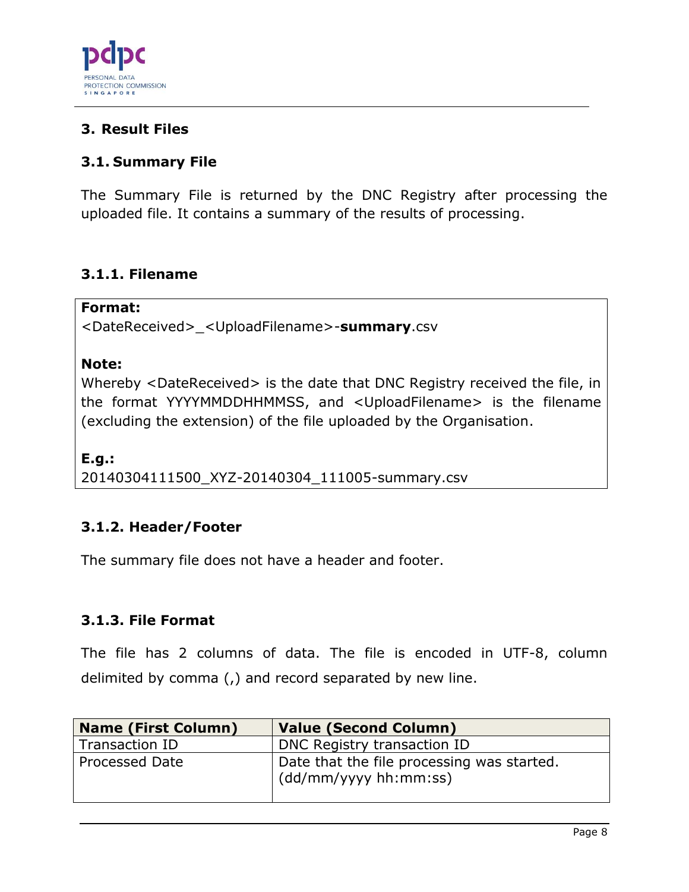# 3. Result Files

## 3.1. Summary File

The Summary File is returned by the DNC Registry after processing the uploaded file. It contains a summary of the results of processing.

### 3.1.1. Filename

**Format:**
<DateReceived>_<UploadFilename>-**summary**.csv

**Note:**
Whereby <DateReceived> is the date that DNC Registry received the file, in the format YYYYMMDDHHMMSS, and <UploadFilename> is the filename (excluding the extension) of the file uploaded by the Organisation.

**E.g.:**
20140304111500_XYZ-20140304_111005-summary.csv

### 3.1.2. Header/Footer

The summary file does not have a header and footer.

### 3.1.3. File Format

The file has 2 columns of data. The file is encoded in UTF-8, column delimited by comma (,) and record separated by new line.

| Name (First Column) | Value (Second Column) |
|---|---|
| Transaction ID | DNC Registry transaction ID |
| Processed Date | Date that the file processing was started. (dd/mm/yyyy hh:mm:ss) |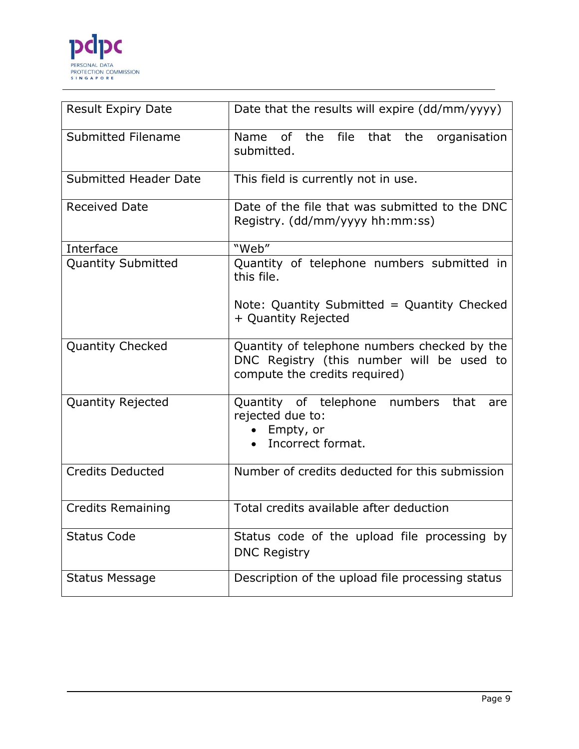| Result Expiry Date | Date that the results will expire (dd/mm/yyyy) |
|---|---|
| Submitted Filename | Name of the file that the organisation submitted. |
| Submitted Header Date | This field is currently not in use. |
| Received Date | Date of the file that was submitted to the DNC Registry. (dd/mm/yyyy hh:mm:ss) |
| Interface | "Web" |
| Quantity Submitted | Quantity of telephone numbers submitted in this file.<br><br>Note: Quantity Submitted = Quantity Checked + Quantity Rejected |
| Quantity Checked | Quantity of telephone numbers checked by the DNC Registry (this number will be used to compute the credits required) |
| Quantity Rejected | Quantity of telephone numbers that are rejected due to:<br>• Empty, or<br>• Incorrect format. |
| Credits Deducted | Number of credits deducted for this submission |
| Credits Remaining | Total credits available after deduction |
| Status Code | Status code of the upload file processing by DNC Registry |
| Status Message | Description of the upload file processing status |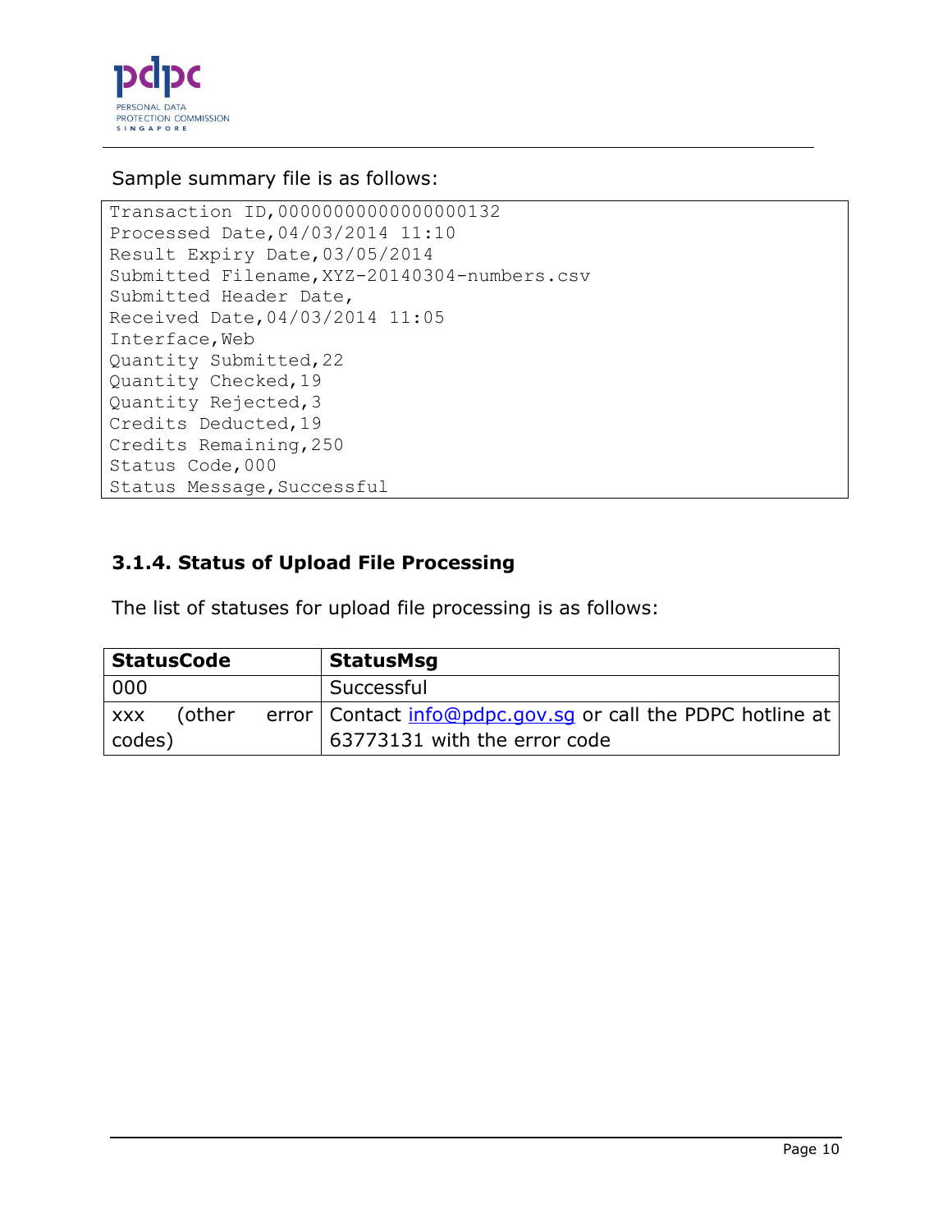Sample summary file is as follows:

```
Transaction ID,00000000000000000132
Processed Date,04/03/2014 11:10
Result Expiry Date,03/05/2014
Submitted Filename,XYZ-20140304-numbers.csv
Submitted Header Date,
Received Date,04/03/2014 11:05
Interface,Web
Quantity Submitted,22
Quantity Checked,19
Quantity Rejected,3
Credits Deducted,19
Credits Remaining,250
Status Code,000
Status Message,Successful
```

### 3.1.4. Status of Upload File Processing

The list of statuses for upload file processing is as follows:

| StatusCode | StatusMsg |
|---|---|
| 000 | Successful |
| xxx (other error codes) | Contact info@pdpc.gov.sg or call the PDPC hotline at 63773131 with the error code |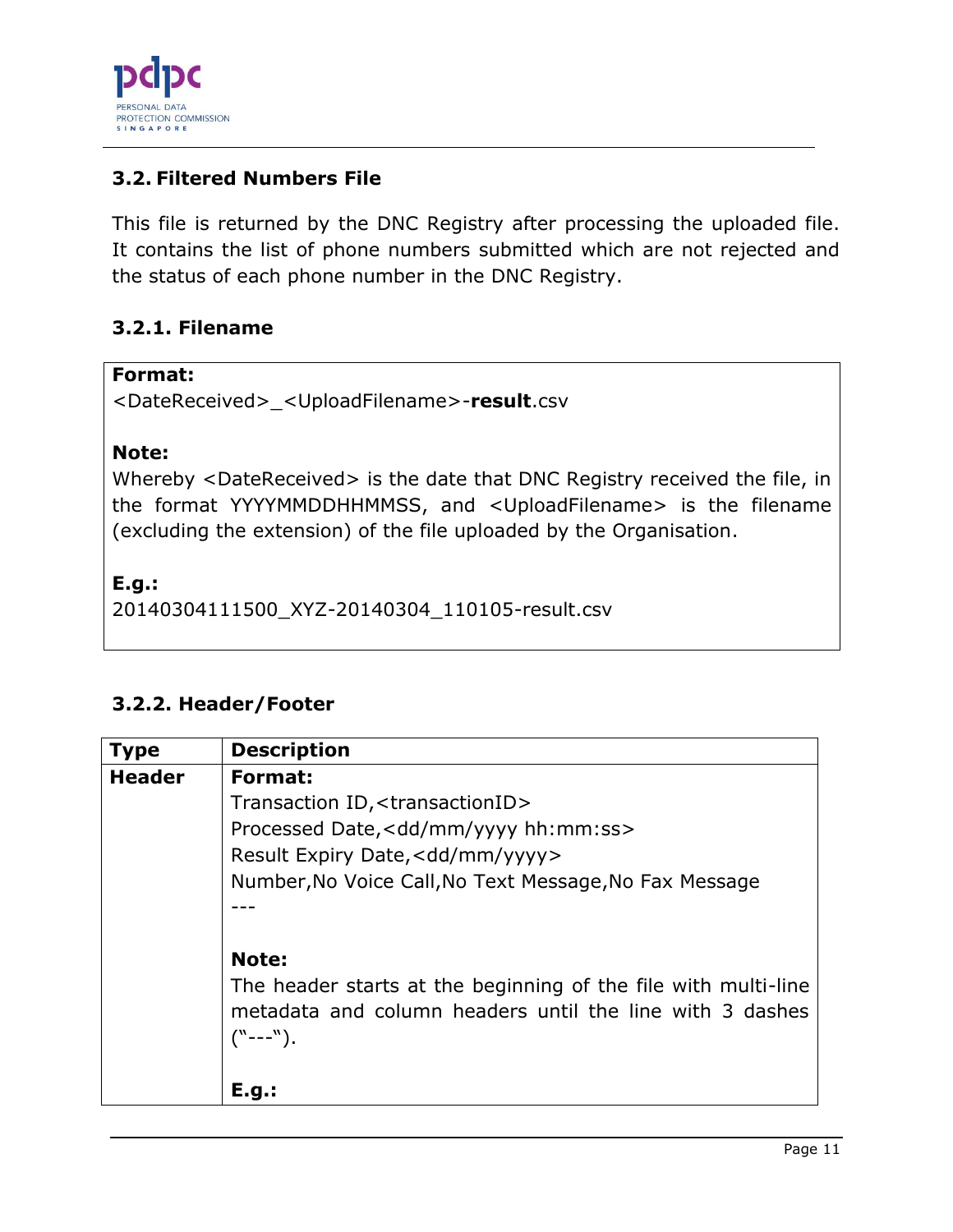### 3.2. Filtered Numbers File

This file is returned by the DNC Registry after processing the uploaded file. It contains the list of phone numbers submitted which are not rejected and the status of each phone number in the DNC Registry.

#### 3.2.1. Filename

**Format:**
<DateReceived>_<UploadFilename>-**result**.csv

**Note:**
Whereby <DateReceived> is the date that DNC Registry received the file, in the format YYYYMMDDHHMMSS, and <UploadFilename> is the filename (excluding the extension) of the file uploaded by the Organisation.

**E.g.:**
20140304111500_XYZ-20140304_110105-result.csv

#### 3.2.2. Header/Footer

| Type | Description |
| --- | --- |
| **Header** | **Format:**<br>Transaction ID,<transactionID><br>Processed Date,<dd/mm/yyyy hh:mm:ss><br>Result Expiry Date,<dd/mm/yyyy><br>Number,No Voice Call,No Text Message,No Fax Message<br>---<br><br>**Note:**<br>The header starts at the beginning of the file with multi-line metadata and column headers until the line with 3 dashes ("---").<br><br>**E.g.:** |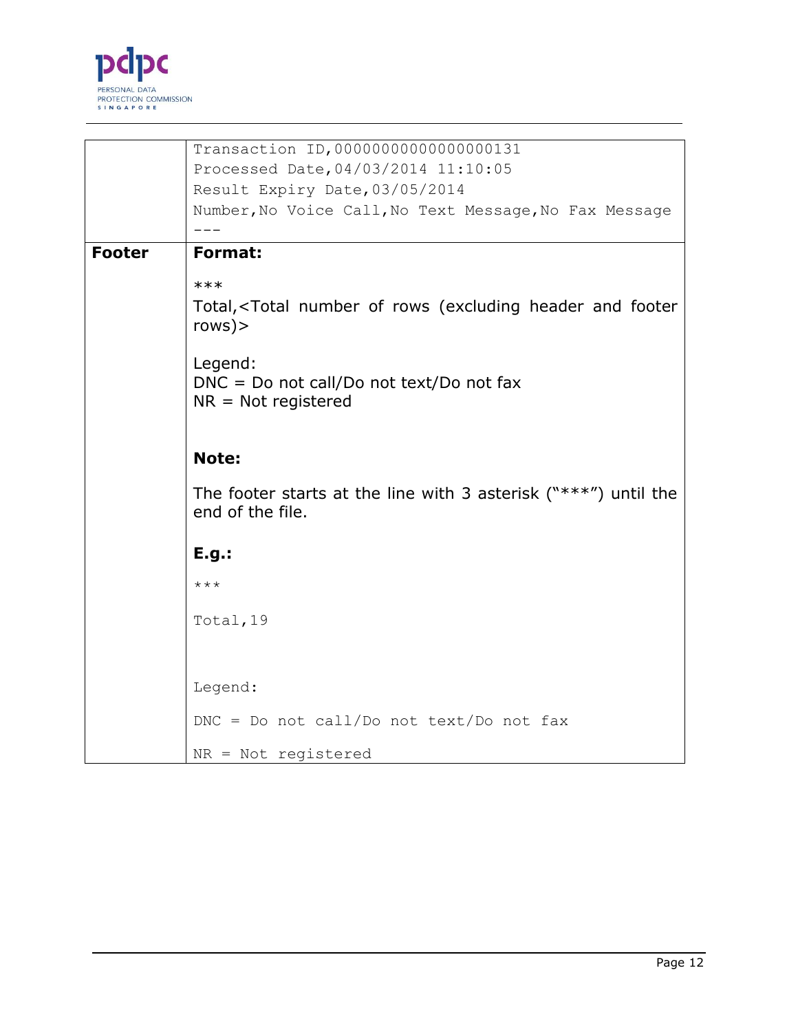| | |
|---|---|
| | `Transaction ID,00000000000000000131`<br>`Processed Date,04/03/2014 11:10:05`<br>`Result Expiry Date,03/05/2014`<br>`Number,No Voice Call,No Text Message,No Fax Message`<br>`---` |
| **Footer** | **Format:**<br><br>***<br>Total,<Total number of rows (excluding header and footer rows)><br><br>Legend:<br>DNC = Do not call/Do not text/Do not fax<br>NR = Not registered<br><br>**Note:**<br><br>The footer starts at the line with 3 asterisk ("***") until the end of the file.<br><br>**E.g.:**<br><br>`***`<br><br>`Total,19`<br><br>`Legend:`<br><br>`DNC = Do not call/Do not text/Do not fax`<br><br>`NR = Not registered` |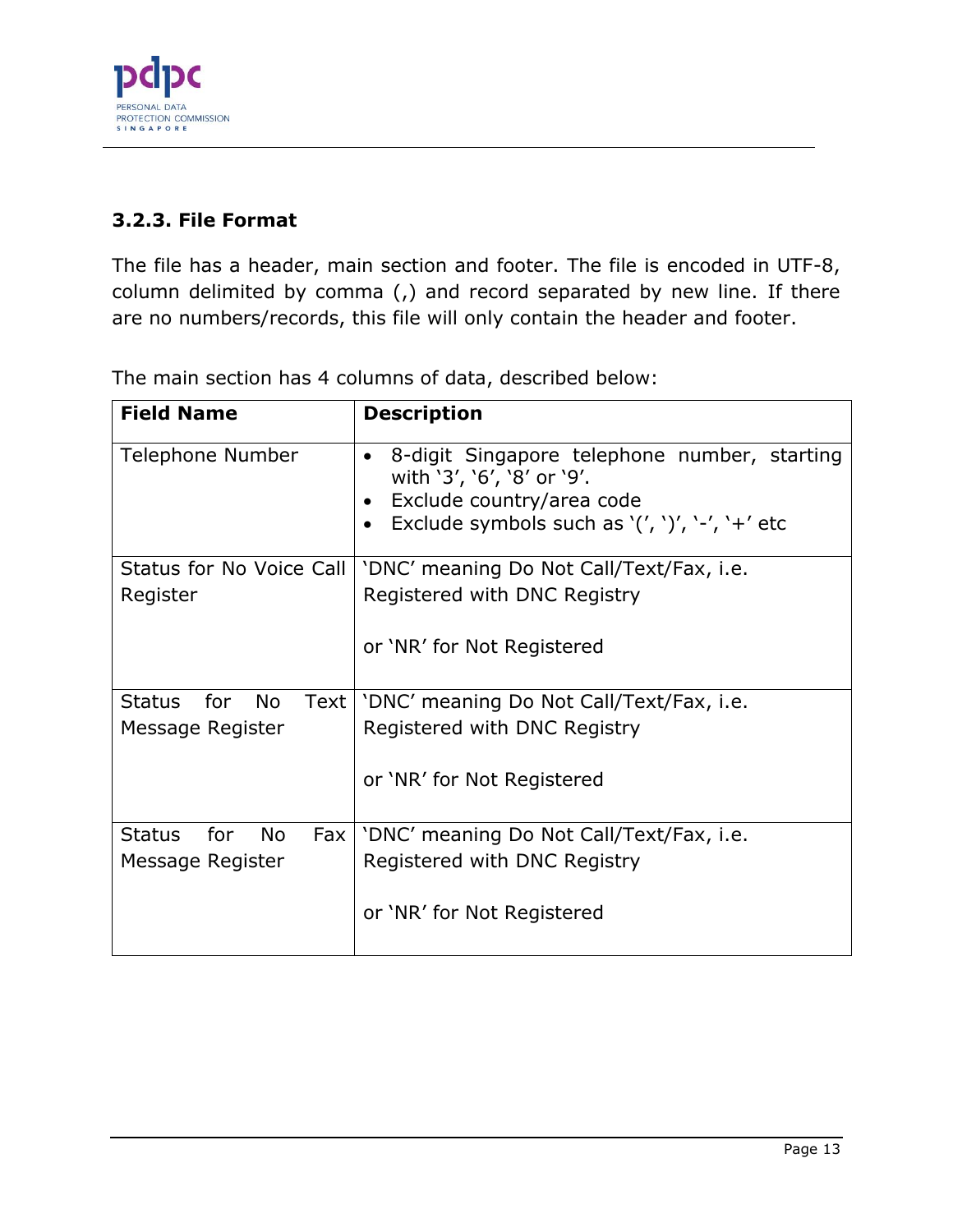### 3.2.3. File Format

The file has a header, main section and footer. The file is encoded in UTF-8, column delimited by comma (,) and record separated by new line. If there are no numbers/records, this file will only contain the header and footer.

The main section has 4 columns of data, described below:

| **Field Name** | **Description** |
|---|---|
| Telephone Number | • 8-digit Singapore telephone number, starting with '3', '6', '8' or '9'.<br>• Exclude country/area code<br>• Exclude symbols such as '(', ')', '-', '+' etc |
| Status for No Voice Call Register | 'DNC' meaning Do Not Call/Text/Fax, i.e. Registered with DNC Registry<br><br>or 'NR' for Not Registered |
| Status for No Text Message Register | 'DNC' meaning Do Not Call/Text/Fax, i.e. Registered with DNC Registry<br><br>or 'NR' for Not Registered |
| Status for No Fax Message Register | 'DNC' meaning Do Not Call/Text/Fax, i.e. Registered with DNC Registry<br><br>or 'NR' for Not Registered |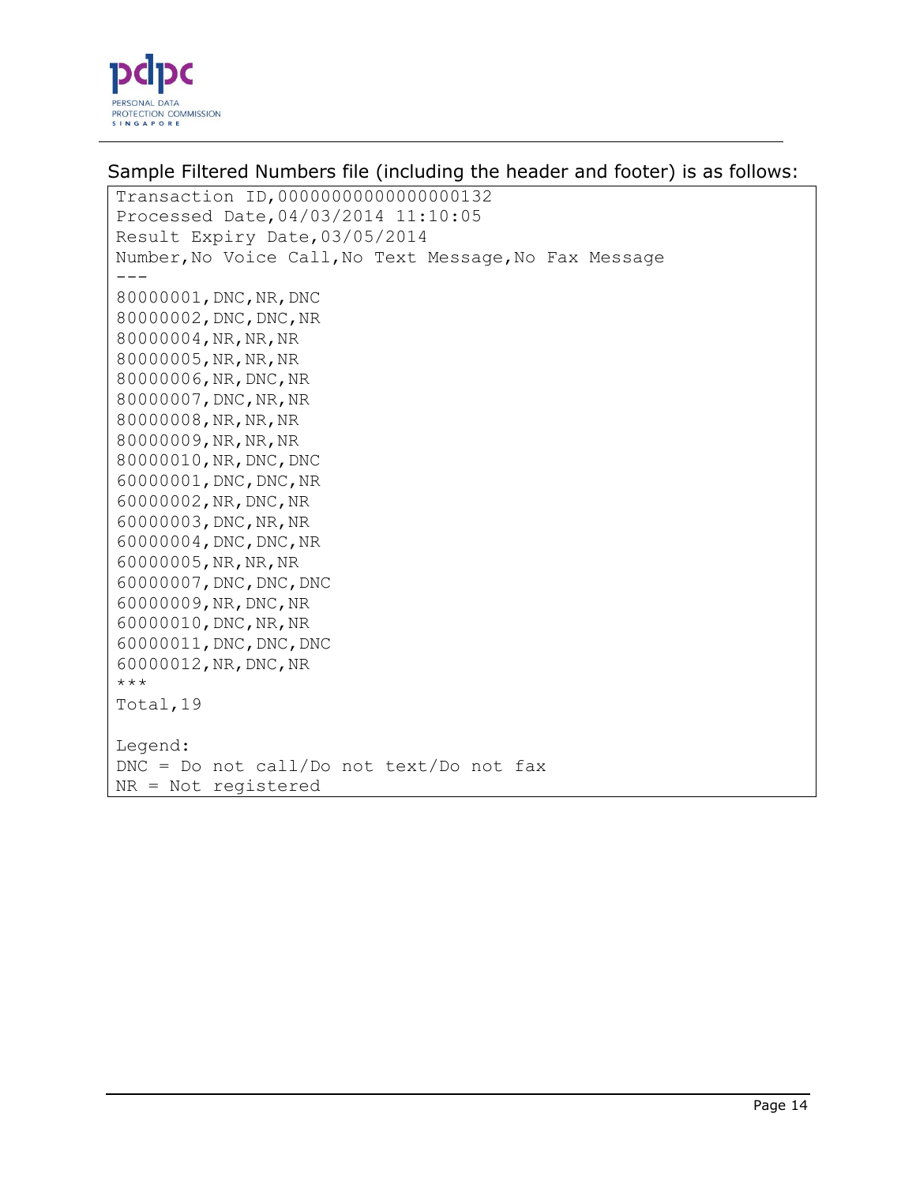Sample Filtered Numbers file (including the header and footer) is as follows:

```
Transaction ID,00000000000000000132
Processed Date,04/03/2014 11:10:05
Result Expiry Date,03/05/2014
Number,No Voice Call,No Text Message,No Fax Message
---
80000001,DNC,NR,DNC
80000002,DNC,DNC,NR
80000004,NR,NR,NR
80000005,NR,NR,NR
80000006,NR,DNC,NR
80000007,DNC,NR,NR
80000008,NR,NR,NR
80000009,NR,NR,NR
80000010,NR,DNC,DNC
60000001,DNC,DNC,NR
60000002,NR,DNC,NR
60000003,DNC,NR,NR
60000004,DNC,DNC,NR
60000005,NR,NR,NR
60000007,DNC,DNC,DNC
60000009,NR,DNC,NR
60000010,DNC,NR,NR
60000011,DNC,DNC,DNC
60000012,NR,DNC,NR
***
Total,19

Legend:
DNC = Do not call/Do not text/Do not fax
NR = Not registered
```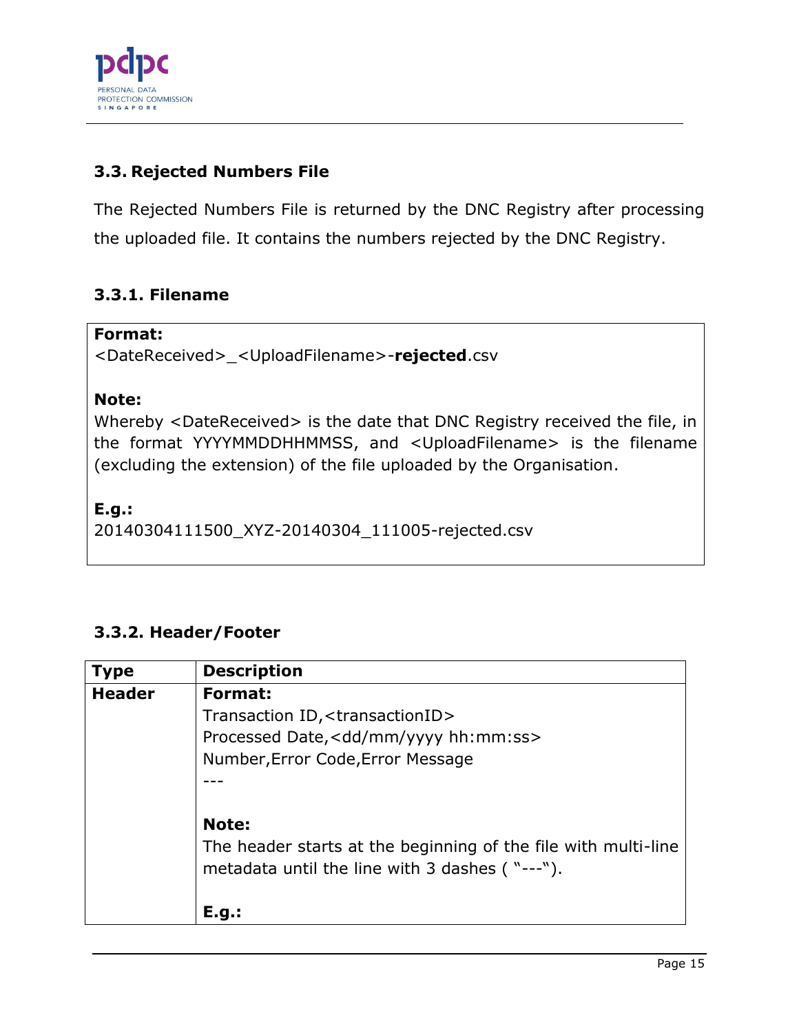### 3.3. Rejected Numbers File

The Rejected Numbers File is returned by the DNC Registry after processing the uploaded file. It contains the numbers rejected by the DNC Registry.

#### 3.3.1. Filename

**Format:**
<DateReceived>_<UploadFilename>-**rejected**.csv

**Note:**
Whereby <DateReceived> is the date that DNC Registry received the file, in the format YYYYMMDDHHMMSS, and <UploadFilename> is the filename (excluding the extension) of the file uploaded by the Organisation.

**E.g.:**
20140304111500_XYZ-20140304_111005-rejected.csv

#### 3.3.2. Header/Footer

| Type | Description |
| --- | --- |
| **Header** | **Format:**<br>Transaction ID,<transactionID><br>Processed Date,<dd/mm/yyyy hh:mm:ss><br>Number,Error Code,Error Message<br>---<br><br>**Note:**<br>The header starts at the beginning of the file with multi-line metadata until the line with 3 dashes ( "---").<br><br>**E.g.:** |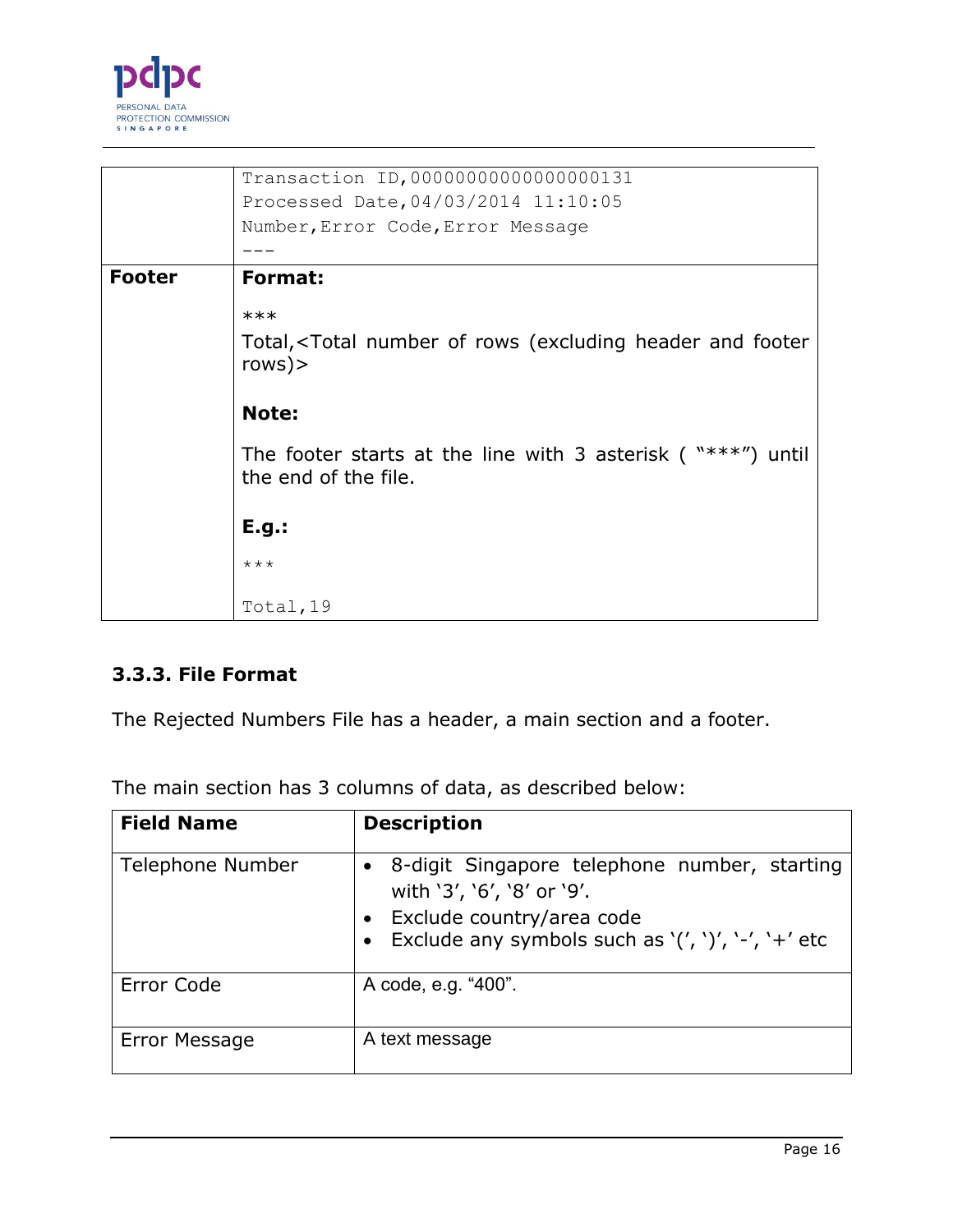| | |
|---|---|
| | `Transaction ID,00000000000000000131`<br>`Processed Date,04/03/2014 11:10:05`<br>`Number,Error Code,Error Message`<br>`---` |
| **Footer** | **Format:**<br><br>`***`<br>Total,<Total number of rows (excluding header and footer rows)><br><br>**Note:**<br><br>The footer starts at the line with 3 asterisk ( "***") until the end of the file.<br><br>**E.g.:**<br><br>`***`<br><br>`Total,19` |

### 3.3.3. File Format

The Rejected Numbers File has a header, a main section and a footer.

The main section has 3 columns of data, as described below:

| Field Name | Description |
|---|---|
| Telephone Number | • 8-digit Singapore telephone number, starting with '3', '6', '8' or '9'.<br>• Exclude country/area code<br>• Exclude any symbols such as '(', ')', '-', '+' etc |
| Error Code | A code, e.g. "400". |
| Error Message | A text message |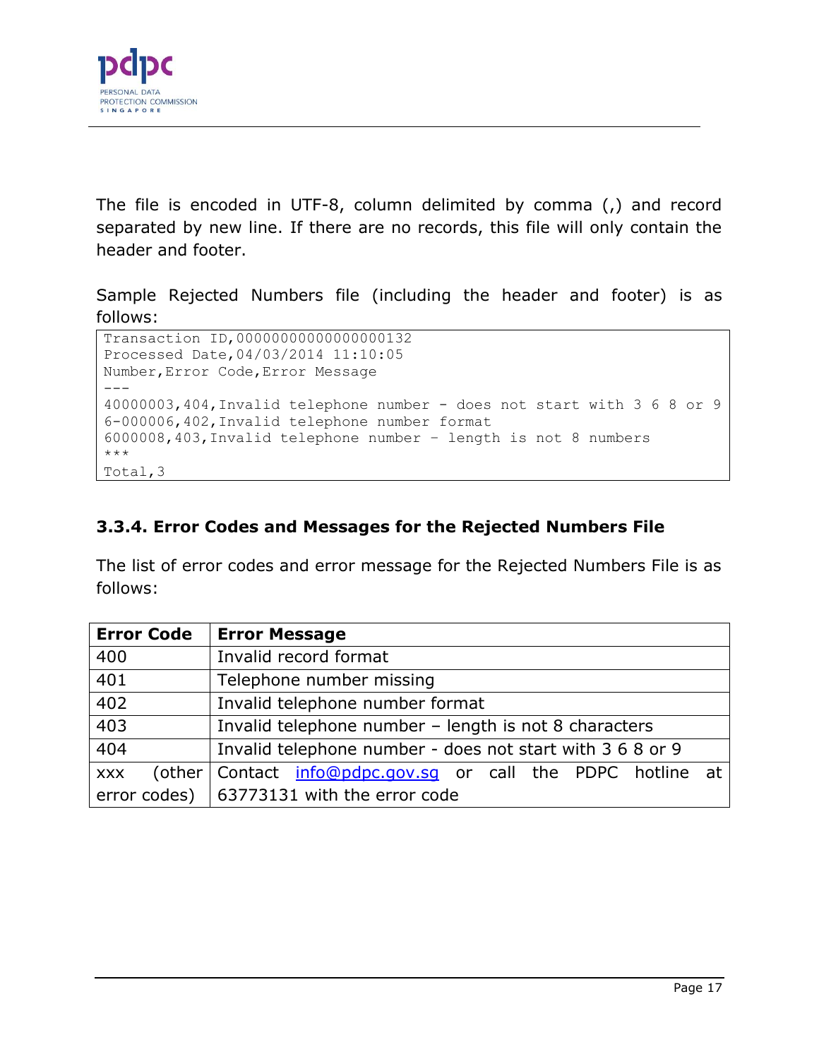The file is encoded in UTF-8, column delimited by comma (,) and record separated by new line. If there are no records, this file will only contain the header and footer.

Sample Rejected Numbers file (including the header and footer) is as follows:

```
Transaction ID,00000000000000000132
Processed Date,04/03/2014 11:10:05
Number,Error Code,Error Message
---
40000003,404,Invalid telephone number - does not start with 3 6 8 or 9
6-000006,402,Invalid telephone number format
6000008,403,Invalid telephone number – length is not 8 numbers
***
Total,3
```

### 3.3.4. Error Codes and Messages for the Rejected Numbers File

The list of error codes and error message for the Rejected Numbers File is as follows:

| Error Code | Error Message |
|---|---|
| 400 | Invalid record format |
| 401 | Telephone number missing |
| 402 | Invalid telephone number format |
| 403 | Invalid telephone number – length is not 8 characters |
| 404 | Invalid telephone number - does not start with 3 6 8 or 9 |
| xxx (other error codes) | Contact info@pdpc.gov.sg or call the PDPC hotline at 63773131 with the error code |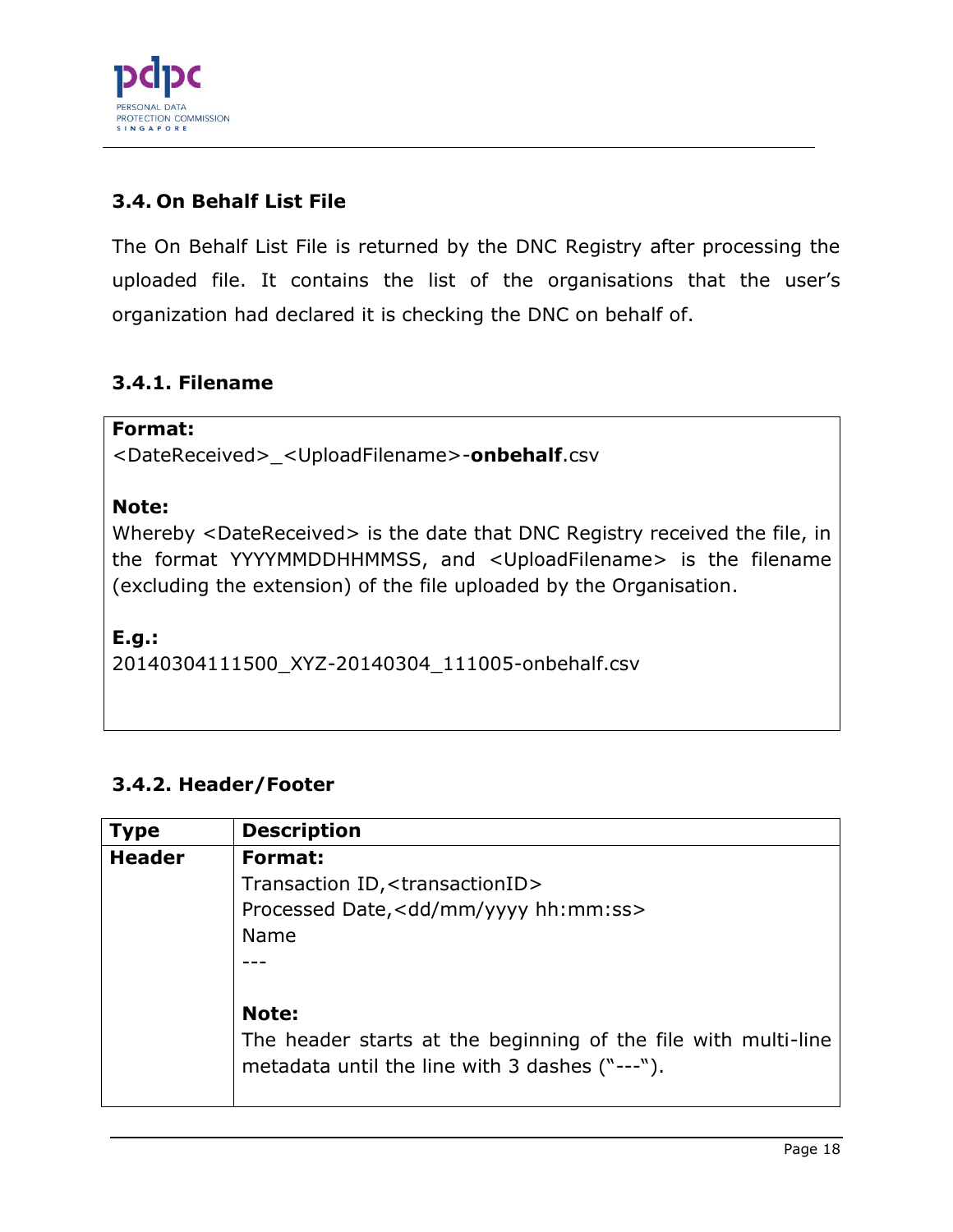### 3.4. On Behalf List File

The On Behalf List File is returned by the DNC Registry after processing the uploaded file. It contains the list of the organisations that the user's organization had declared it is checking the DNC on behalf of.

#### 3.4.1. Filename

**Format:**
<DateReceived>_<UploadFilename>-**onbehalf**.csv

**Note:**
Whereby <DateReceived> is the date that DNC Registry received the file, in the format YYYYMMDDHHMMSS, and <UploadFilename> is the filename (excluding the extension) of the file uploaded by the Organisation.

**E.g.:**
20140304111500_XYZ-20140304_111005-onbehalf.csv

#### 3.4.2. Header/Footer

| Type | Description |
| --- | --- |
| **Header** | **Format:**<br>Transaction ID,<transactionID><br>Processed Date,<dd/mm/yyyy hh:mm:ss><br>Name<br>---<br><br>**Note:**<br>The header starts at the beginning of the file with multi-line metadata until the line with 3 dashes ("---"). |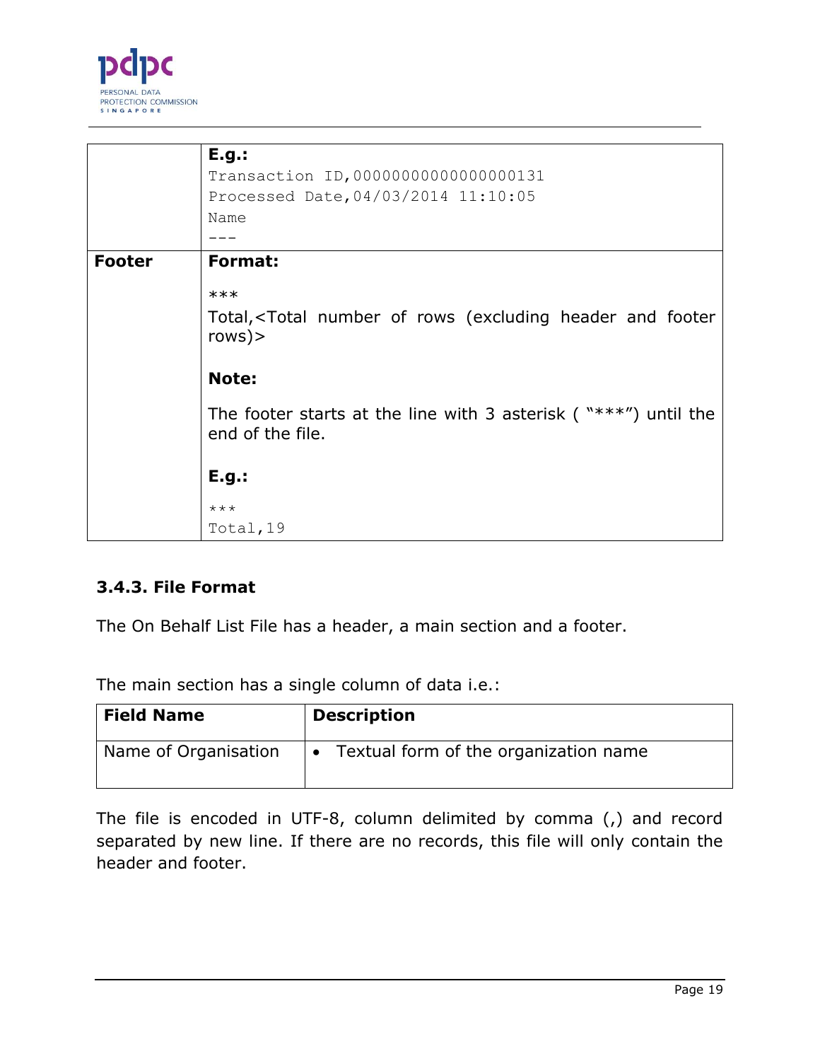| | |
|---|---|
| | **E.g.:**<br>`Transaction ID,00000000000000000131`<br>`Processed Date,04/03/2014 11:10:05`<br>`Name`<br>`---` |
| **Footer** | **Format:**<br>***<br>Total,<Total number of rows (excluding header and footer rows)><br><br>**Note:**<br>The footer starts at the line with 3 asterisk ( "***") until the end of the file.<br><br>**E.g.:**<br>`***`<br>`Total,19` |

### 3.4.3. File Format

The On Behalf List File has a header, a main section and a footer.

The main section has a single column of data i.e.:

| Field Name | Description |
|---|---|
| Name of Organisation | • Textual form of the organization name |

The file is encoded in UTF-8, column delimited by comma (,) and record separated by new line. If there are no records, this file will only contain the header and footer.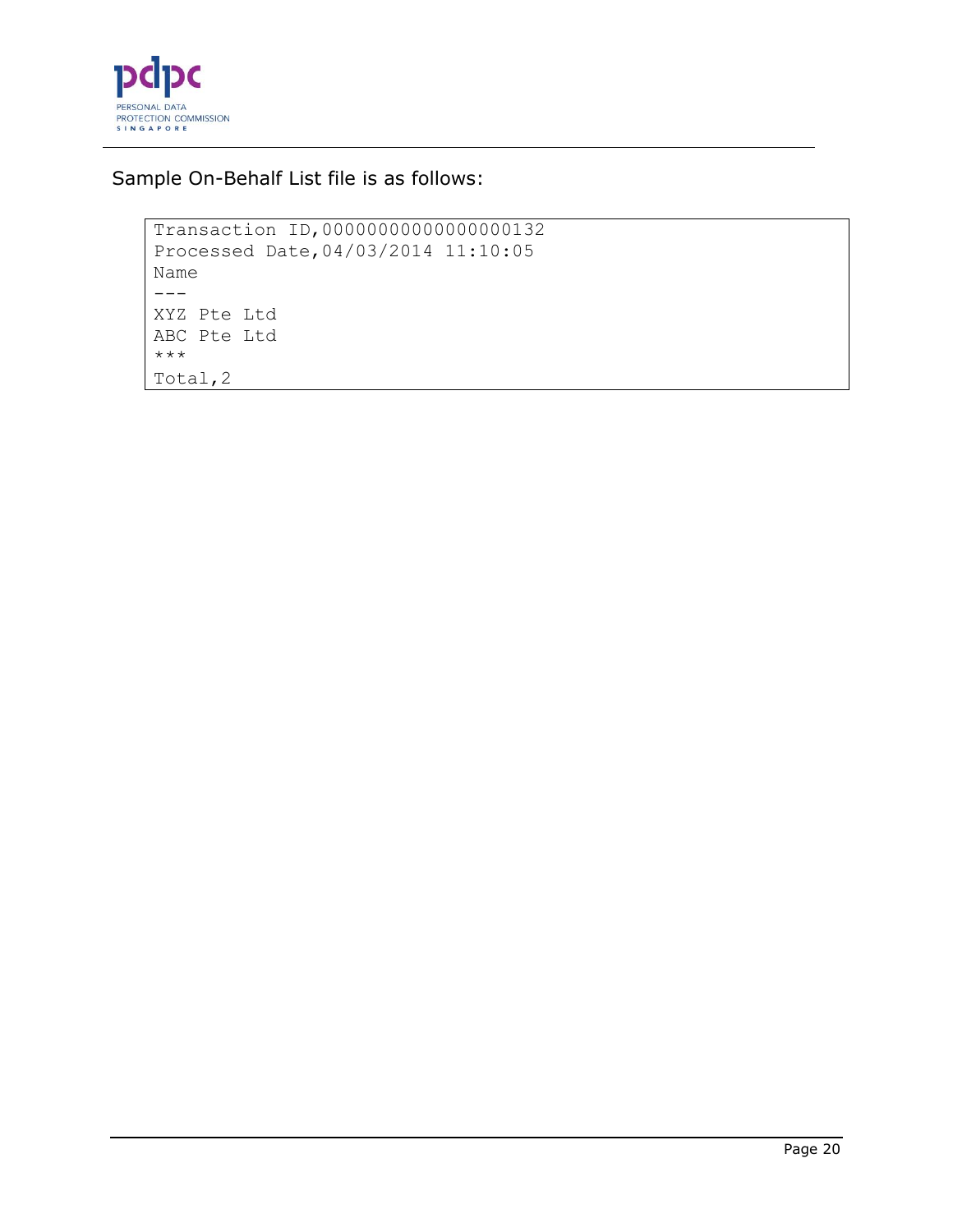Sample On-Behalf List file is as follows:

```
Transaction ID,00000000000000000132
Processed Date,04/03/2014 11:10:05
Name
---
XYZ Pte Ltd
ABC Pte Ltd
***
Total,2
```